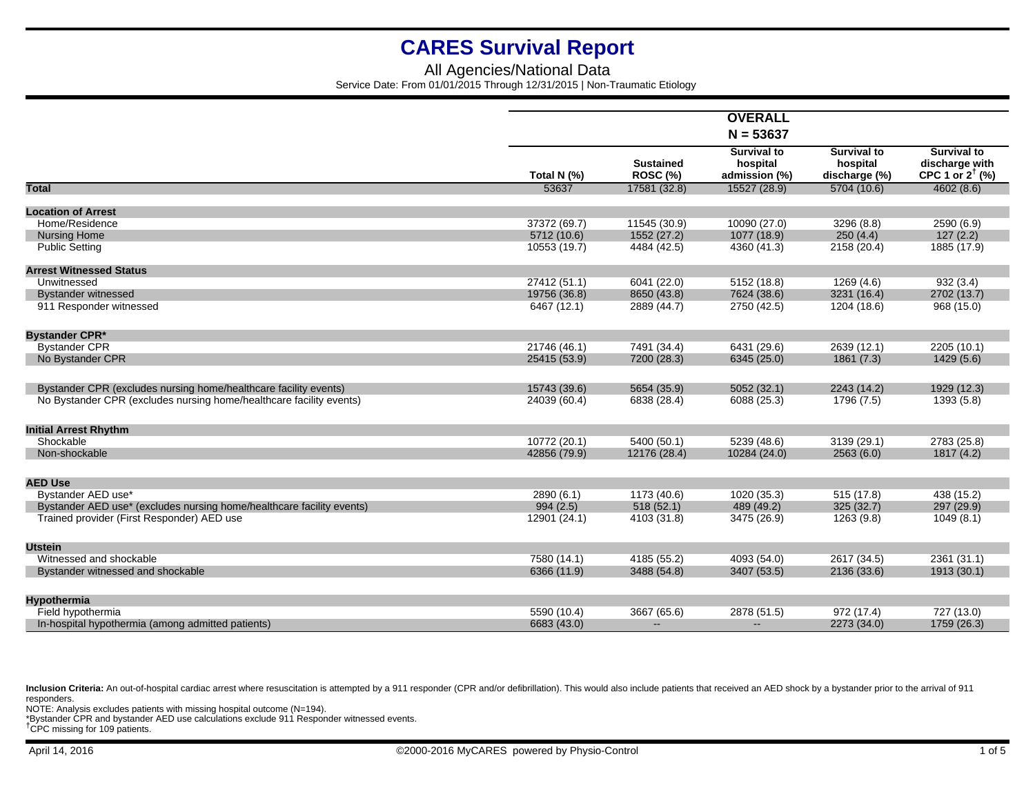# CARES Survival Report

All Agencies/National Data

Service Date: From 01/01/2015 Through 12/31/2015 | Non-Traumatic Etiology

| | OVERALL N = 53637 | | | | |
|---|---|---|---|---|---|
| | Total N (%) | Sustained ROSC (%) | Survival to hospital admission (%) | Survival to hospital discharge (%) | Survival to discharge with CPC 1 or 2† (%) |
| **Total** | 53637 | 17581 (32.8) | 15527 (28.9) | 5704 (10.6) | 4602 (8.6) |
| **Location of Arrest** | | | | | |
| Home/Residence | 37372 (69.7) | 11545 (30.9) | 10090 (27.0) | 3296 (8.8) | 2590 (6.9) |
| Nursing Home | 5712 (10.6) | 1552 (27.2) | 1077 (18.9) | 250 (4.4) | 127 (2.2) |
| Public Setting | 10553 (19.7) | 4484 (42.5) | 4360 (41.3) | 2158 (20.4) | 1885 (17.9) |
| **Arrest Witnessed Status** | | | | | |
| Unwitnessed | 27412 (51.1) | 6041 (22.0) | 5152 (18.8) | 1269 (4.6) | 932 (3.4) |
| Bystander witnessed | 19756 (36.8) | 8650 (43.8) | 7624 (38.6) | 3231 (16.4) | 2702 (13.7) |
| 911 Responder witnessed | 6467 (12.1) | 2889 (44.7) | 2750 (42.5) | 1204 (18.6) | 968 (15.0) |
| **Bystander CPR*** | | | | | |
| Bystander CPR | 21746 (46.1) | 7491 (34.4) | 6431 (29.6) | 2639 (12.1) | 2205 (10.1) |
| No Bystander CPR | 25415 (53.9) | 7200 (28.3) | 6345 (25.0) | 1861 (7.3) | 1429 (5.6) |
| Bystander CPR (excludes nursing home/healthcare facility events) | 15743 (39.6) | 5654 (35.9) | 5052 (32.1) | 2243 (14.2) | 1929 (12.3) |
| No Bystander CPR (excludes nursing home/healthcare facility events) | 24039 (60.4) | 6838 (28.4) | 6088 (25.3) | 1796 (7.5) | 1393 (5.8) |
| **Initial Arrest Rhythm** | | | | | |
| Shockable | 10772 (20.1) | 5400 (50.1) | 5239 (48.6) | 3139 (29.1) | 2783 (25.8) |
| Non-shockable | 42856 (79.9) | 12176 (28.4) | 10284 (24.0) | 2563 (6.0) | 1817 (4.2) |
| **AED Use** | | | | | |
| Bystander AED use* | 2890 (6.1) | 1173 (40.6) | 1020 (35.3) | 515 (17.8) | 438 (15.2) |
| Bystander AED use* (excludes nursing home/healthcare facility events) | 994 (2.5) | 518 (52.1) | 489 (49.2) | 325 (32.7) | 297 (29.9) |
| Trained provider (First Responder) AED use | 12901 (24.1) | 4103 (31.8) | 3475 (26.9) | 1263 (9.8) | 1049 (8.1) |
| **Utstein** | | | | | |
| Witnessed and shockable | 7580 (14.1) | 4185 (55.2) | 4093 (54.0) | 2617 (34.5) | 2361 (31.1) |
| Bystander witnessed and shockable | 6366 (11.9) | 3488 (54.8) | 3407 (53.5) | 2136 (33.6) | 1913 (30.1) |
| **Hypothermia** | | | | | |
| Field hypothermia | 5590 (10.4) | 3667 (65.6) | 2878 (51.5) | 972 (17.4) | 727 (13.0) |
| In-hospital hypothermia (among admitted patients) | 6683 (43.0) | -- | -- | 2273 (34.0) | 1759 (26.3) |

**Inclusion Criteria:** An out-of-hospital cardiac arrest where resuscitation is attempted by a 911 responder (CPR and/or defibrillation). This would also include patients that received an AED shock by a bystander prior to the arrival of 911 responders.

NOTE: Analysis excludes patients with missing hospital outcome (N=194).

*Bystander CPR and bystander AED use calculations exclude 911 Responder witnessed events.

†CPC missing for 109 patients.

April 14, 2016

©2000-2016 MyCARES powered by Physio-Control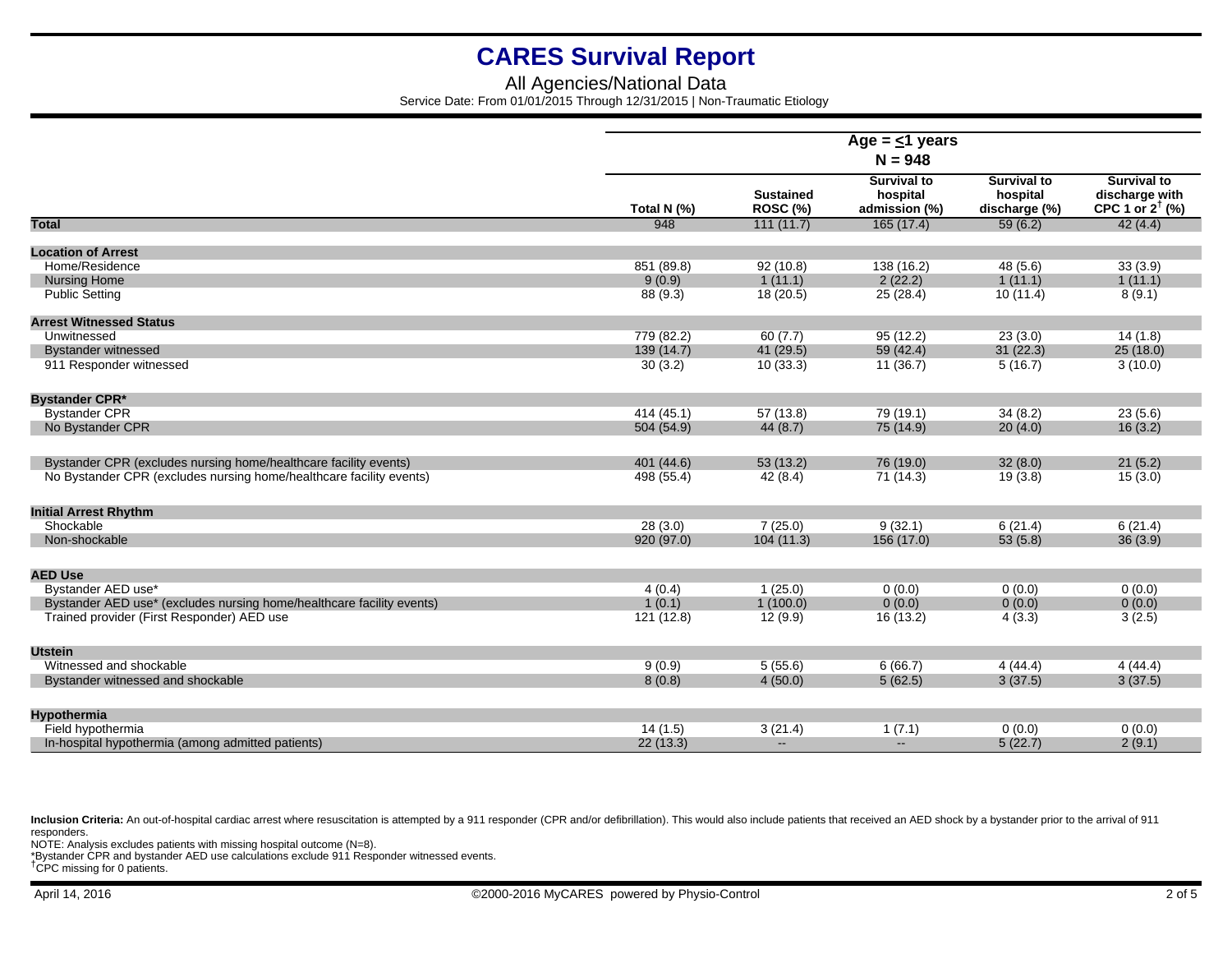# CARES Survival Report

All Agencies/National Data

Service Date: From 01/01/2015 Through 12/31/2015 | Non-Traumatic Etiology

| | Age = ≤1 years N = 948 | | | | |
|---|---|---|---|---|---|
| | Total N (%) | Sustained ROSC (%) | Survival to hospital admission (%) | Survival to hospital discharge (%) | Survival to discharge with CPC 1 or 2[†] (%) |
| **Total** | 948 | 111 (11.7) | 165 (17.4) | 59 (6.2) | 42 (4.4) |
| **Location of Arrest** | | | | | |
| Home/Residence | 851 (89.8) | 92 (10.8) | 138 (16.2) | 48 (5.6) | 33 (3.9) |
| Nursing Home | 9 (0.9) | 1 (11.1) | 2 (22.2) | 1 (11.1) | 1 (11.1) |
| Public Setting | 88 (9.3) | 18 (20.5) | 25 (28.4) | 10 (11.4) | 8 (9.1) |
| **Arrest Witnessed Status** | | | | | |
| Unwitnessed | 779 (82.2) | 60 (7.7) | 95 (12.2) | 23 (3.0) | 14 (1.8) |
| Bystander witnessed | 139 (14.7) | 41 (29.5) | 59 (42.4) | 31 (22.3) | 25 (18.0) |
| 911 Responder witnessed | 30 (3.2) | 10 (33.3) | 11 (36.7) | 5 (16.7) | 3 (10.0) |
| **Bystander CPR*** | | | | | |
| Bystander CPR | 414 (45.1) | 57 (13.8) | 79 (19.1) | 34 (8.2) | 23 (5.6) |
| No Bystander CPR | 504 (54.9) | 44 (8.7) | 75 (14.9) | 20 (4.0) | 16 (3.2) |
| Bystander CPR (excludes nursing home/healthcare facility events) | 401 (44.6) | 53 (13.2) | 76 (19.0) | 32 (8.0) | 21 (5.2) |
| No Bystander CPR (excludes nursing home/healthcare facility events) | 498 (55.4) | 42 (8.4) | 71 (14.3) | 19 (3.8) | 15 (3.0) |
| **Initial Arrest Rhythm** | | | | | |
| Shockable | 28 (3.0) | 7 (25.0) | 9 (32.1) | 6 (21.4) | 6 (21.4) |
| Non-shockable | 920 (97.0) | 104 (11.3) | 156 (17.0) | 53 (5.8) | 36 (3.9) |
| **AED Use** | | | | | |
| Bystander AED use* | 4 (0.4) | 1 (25.0) | 0 (0.0) | 0 (0.0) | 0 (0.0) |
| Bystander AED use* (excludes nursing home/healthcare facility events) | 1 (0.1) | 1 (100.0) | 0 (0.0) | 0 (0.0) | 0 (0.0) |
| Trained provider (First Responder) AED use | 121 (12.8) | 12 (9.9) | 16 (13.2) | 4 (3.3) | 3 (2.5) |
| **Utstein** | | | | | |
| Witnessed and shockable | 9 (0.9) | 5 (55.6) | 6 (66.7) | 4 (44.4) | 4 (44.4) |
| Bystander witnessed and shockable | 8 (0.8) | 4 (50.0) | 5 (62.5) | 3 (37.5) | 3 (37.5) |
| **Hypothermia** | | | | | |
| Field hypothermia | 14 (1.5) | 3 (21.4) | 1 (7.1) | 0 (0.0) | 0 (0.0) |
| In-hospital hypothermia (among admitted patients) | 22 (13.3) | -- | -- | 5 (22.7) | 2 (9.1) |

**Inclusion Criteria:** An out-of-hospital cardiac arrest where resuscitation is attempted by a 911 responder (CPR and/or defibrillation). This would also include patients that received an AED shock by a bystander prior to the arrival of 911 responders.

NOTE: Analysis excludes patients with missing hospital outcome (N=8).

*Bystander CPR and bystander AED use calculations exclude 911 Responder witnessed events.

†CPC missing for 0 patients.

April 14, 2016 ©2000-2016 MyCARES powered by Physio-Control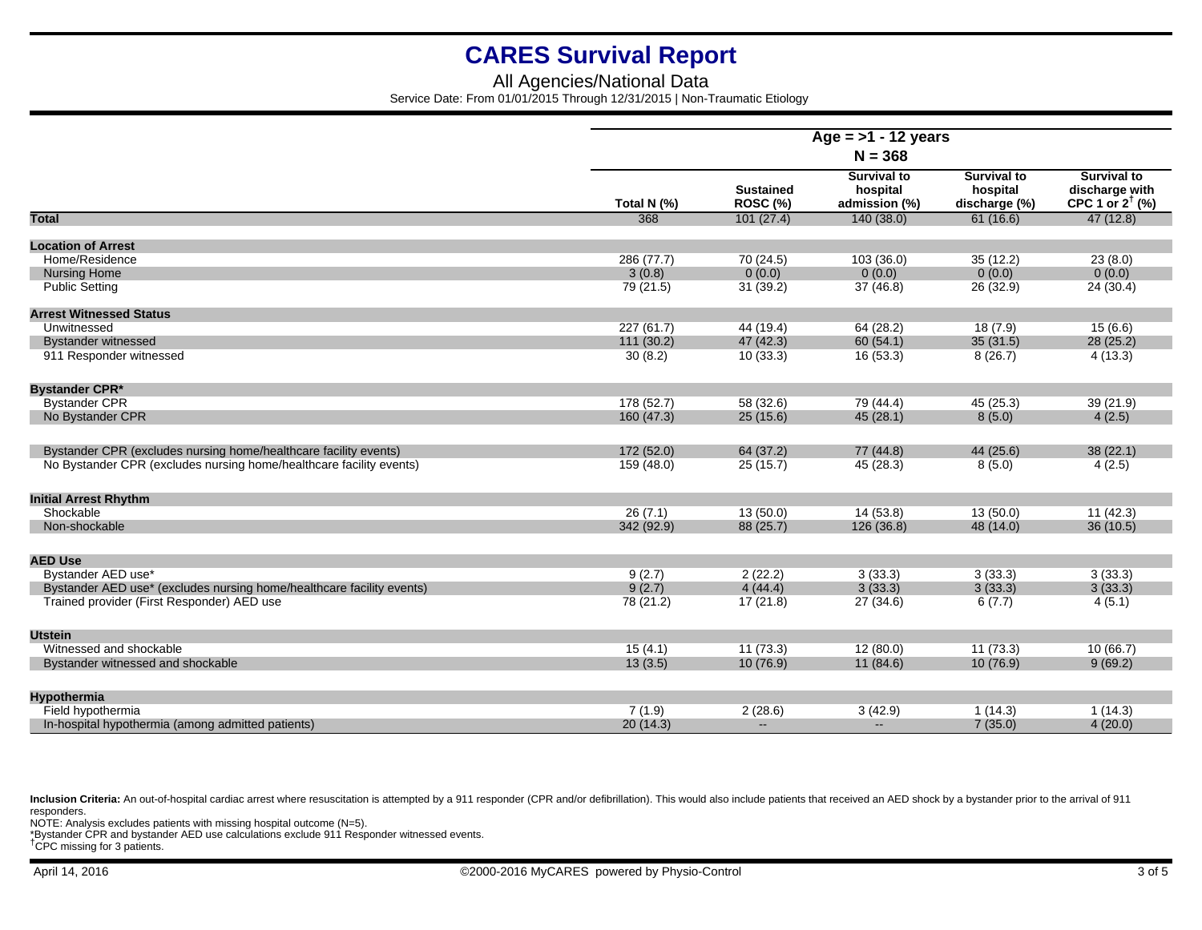# CARES Survival Report

All Agencies/National Data

Service Date: From 01/01/2015 Through 12/31/2015 | Non-Traumatic Etiology

| | Age = >1 - 12 years N = 368 | | | | |
|---|---|---|---|---|---|
| | Total N (%) | Sustained ROSC (%) | Survival to hospital admission (%) | Survival to hospital discharge (%) | Survival to discharge with CPC 1 or 2[†] (%) |
| **Total** | 368 | 101 (27.4) | 140 (38.0) | 61 (16.6) | 47 (12.8) |
| **Location of Arrest** | | | | | |
| Home/Residence | 286 (77.7) | 70 (24.5) | 103 (36.0) | 35 (12.2) | 23 (8.0) |
| Nursing Home | 3 (0.8) | 0 (0.0) | 0 (0.0) | 0 (0.0) | 0 (0.0) |
| Public Setting | 79 (21.5) | 31 (39.2) | 37 (46.8) | 26 (32.9) | 24 (30.4) |
| **Arrest Witnessed Status** | | | | | |
| Unwitnessed | 227 (61.7) | 44 (19.4) | 64 (28.2) | 18 (7.9) | 15 (6.6) |
| Bystander witnessed | 111 (30.2) | 47 (42.3) | 60 (54.1) | 35 (31.5) | 28 (25.2) |
| 911 Responder witnessed | 30 (8.2) | 10 (33.3) | 16 (53.3) | 8 (26.7) | 4 (13.3) |
| **Bystander CPR*** | | | | | |
| Bystander CPR | 178 (52.7) | 58 (32.6) | 79 (44.4) | 45 (25.3) | 39 (21.9) |
| No Bystander CPR | 160 (47.3) | 25 (15.6) | 45 (28.1) | 8 (5.0) | 4 (2.5) |
| Bystander CPR (excludes nursing home/healthcare facility events) | 172 (52.0) | 64 (37.2) | 77 (44.8) | 44 (25.6) | 38 (22.1) |
| No Bystander CPR (excludes nursing home/healthcare facility events) | 159 (48.0) | 25 (15.7) | 45 (28.3) | 8 (5.0) | 4 (2.5) |
| **Initial Arrest Rhythm** | | | | | |
| Shockable | 26 (7.1) | 13 (50.0) | 14 (53.8) | 13 (50.0) | 11 (42.3) |
| Non-shockable | 342 (92.9) | 88 (25.7) | 126 (36.8) | 48 (14.0) | 36 (10.5) |
| **AED Use** | | | | | |
| Bystander AED use* | 9 (2.7) | 2 (22.2) | 3 (33.3) | 3 (33.3) | 3 (33.3) |
| Bystander AED use* (excludes nursing home/healthcare facility events) | 9 (2.7) | 4 (44.4) | 3 (33.3) | 3 (33.3) | 3 (33.3) |
| Trained provider (First Responder) AED use | 78 (21.2) | 17 (21.8) | 27 (34.6) | 6 (7.7) | 4 (5.1) |
| **Utstein** | | | | | |
| Witnessed and shockable | 15 (4.1) | 11 (73.3) | 12 (80.0) | 11 (73.3) | 10 (66.7) |
| Bystander witnessed and shockable | 13 (3.5) | 10 (76.9) | 11 (84.6) | 10 (76.9) | 9 (69.2) |
| **Hypothermia** | | | | | |
| Field hypothermia | 7 (1.9) | 2 (28.6) | 3 (42.9) | 1 (14.3) | 1 (14.3) |
| In-hospital hypothermia (among admitted patients) | 20 (14.3) | -- | -- | 7 (35.0) | 4 (20.0) |

**Inclusion Criteria:** An out-of-hospital cardiac arrest where resuscitation is attempted by a 911 responder (CPR and/or defibrillation). This would also include patients that received an AED shock by a bystander prior to the arrival of 911 responders.

NOTE: Analysis excludes patients with missing hospital outcome (N=5).

*Bystander CPR and bystander AED use calculations exclude 911 Responder witnessed events.

[†]CPC missing for 3 patients.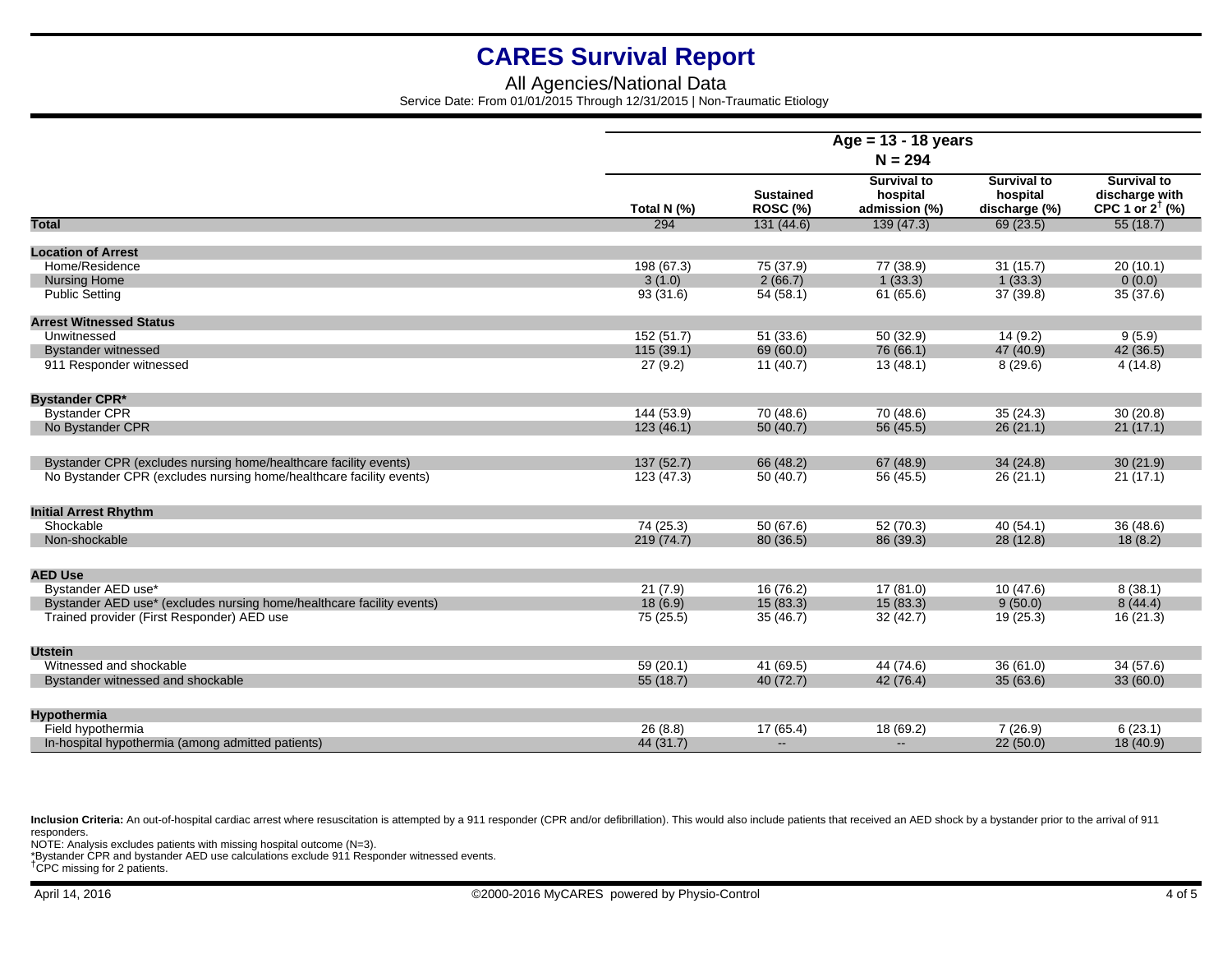# CARES Survival Report

All Agencies/National Data

Service Date: From 01/01/2015 Through 12/31/2015 | Non-Traumatic Etiology

| | Age = 13 - 18 years N = 294 | | | | |
|---|---|---|---|---|---|
| | Total N (%) | Sustained ROSC (%) | Survival to hospital admission (%) | Survival to hospital discharge (%) | Survival to discharge with CPC 1 or 2[†] (%) |
| **Total** | 294 | 131 (44.6) | 139 (47.3) | 69 (23.5) | 55 (18.7) |
| **Location of Arrest** | | | | | |
| Home/Residence | 198 (67.3) | 75 (37.9) | 77 (38.9) | 31 (15.7) | 20 (10.1) |
| Nursing Home | 3 (1.0) | 2 (66.7) | 1 (33.3) | 1 (33.3) | 0 (0.0) |
| Public Setting | 93 (31.6) | 54 (58.1) | 61 (65.6) | 37 (39.8) | 35 (37.6) |
| **Arrest Witnessed Status** | | | | | |
| Unwitnessed | 152 (51.7) | 51 (33.6) | 50 (32.9) | 14 (9.2) | 9 (5.9) |
| Bystander witnessed | 115 (39.1) | 69 (60.0) | 76 (66.1) | 47 (40.9) | 42 (36.5) |
| 911 Responder witnessed | 27 (9.2) | 11 (40.7) | 13 (48.1) | 8 (29.6) | 4 (14.8) |
| **Bystander CPR*** | | | | | |
| Bystander CPR | 144 (53.9) | 70 (48.6) | 70 (48.6) | 35 (24.3) | 30 (20.8) |
| No Bystander CPR | 123 (46.1) | 50 (40.7) | 56 (45.5) | 26 (21.1) | 21 (17.1) |
| Bystander CPR (excludes nursing home/healthcare facility events) | 137 (52.7) | 66 (48.2) | 67 (48.9) | 34 (24.8) | 30 (21.9) |
| No Bystander CPR (excludes nursing home/healthcare facility events) | 123 (47.3) | 50 (40.7) | 56 (45.5) | 26 (21.1) | 21 (17.1) |
| **Initial Arrest Rhythm** | | | | | |
| Shockable | 74 (25.3) | 50 (67.6) | 52 (70.3) | 40 (54.1) | 36 (48.6) |
| Non-shockable | 219 (74.7) | 80 (36.5) | 86 (39.3) | 28 (12.8) | 18 (8.2) |
| **AED Use** | | | | | |
| Bystander AED use* | 21 (7.9) | 16 (76.2) | 17 (81.0) | 10 (47.6) | 8 (38.1) |
| Bystander AED use* (excludes nursing home/healthcare facility events) | 18 (6.9) | 15 (83.3) | 15 (83.3) | 9 (50.0) | 8 (44.4) |
| Trained provider (First Responder) AED use | 75 (25.5) | 35 (46.7) | 32 (42.7) | 19 (25.3) | 16 (21.3) |
| **Utstein** | | | | | |
| Witnessed and shockable | 59 (20.1) | 41 (69.5) | 44 (74.6) | 36 (61.0) | 34 (57.6) |
| Bystander witnessed and shockable | 55 (18.7) | 40 (72.7) | 42 (76.4) | 35 (63.6) | 33 (60.0) |
| **Hypothermia** | | | | | |
| Field hypothermia | 26 (8.8) | 17 (65.4) | 18 (69.2) | 7 (26.9) | 6 (23.1) |
| In-hospital hypothermia (among admitted patients) | 44 (31.7) | -- | -- | 22 (50.0) | 18 (40.9) |

**Inclusion Criteria:** An out-of-hospital cardiac arrest where resuscitation is attempted by a 911 responder (CPR and/or defibrillation). This would also include patients that received an AED shock by a bystander prior to the arrival of 911 responders.

NOTE: Analysis excludes patients with missing hospital outcome (N=3).

*Bystander CPR and bystander AED use calculations exclude 911 Responder witnessed events.

[†]CPC missing for 2 patients.

April 14, 2016 ©2000-2016 MyCARES powered by Physio-Control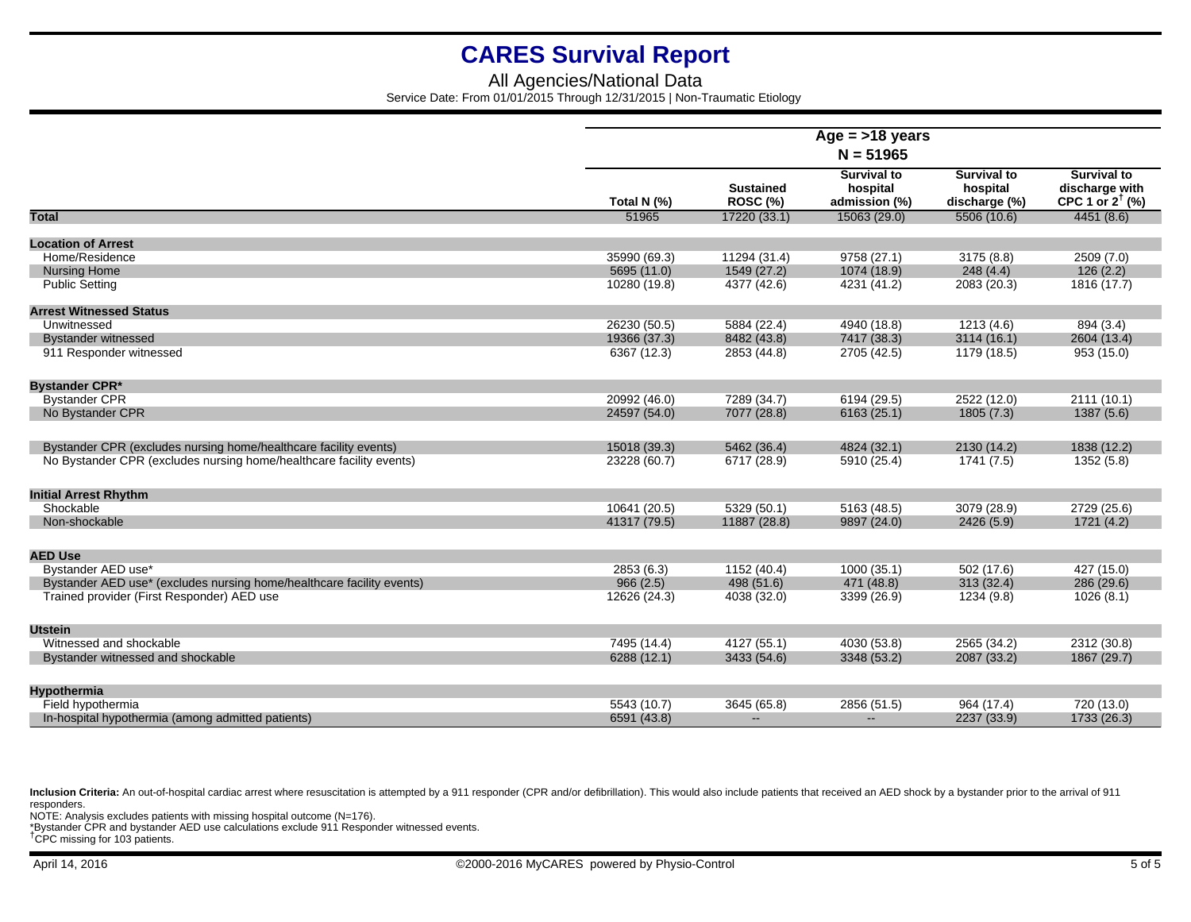# CARES Survival Report

All Agencies/National Data

Service Date: From 01/01/2015 Through 12/31/2015 | Non-Traumatic Etiology

| | Age = >18 years N = 51965 | | | | |
|---|---|---|---|---|---|
| | Total N (%) | Sustained ROSC (%) | Survival to hospital admission (%) | Survival to hospital discharge (%) | Survival to discharge with CPC 1 or 2[†] (%) |
| **Total** | 51965 | 17220 (33.1) | 15063 (29.0) | 5506 (10.6) | 4451 (8.6) |
| **Location of Arrest** | | | | | |
| Home/Residence | 35990 (69.3) | 11294 (31.4) | 9758 (27.1) | 3175 (8.8) | 2509 (7.0) |
| Nursing Home | 5695 (11.0) | 1549 (27.2) | 1074 (18.9) | 248 (4.4) | 126 (2.2) |
| Public Setting | 10280 (19.8) | 4377 (42.6) | 4231 (41.2) | 2083 (20.3) | 1816 (17.7) |
| **Arrest Witnessed Status** | | | | | |
| Unwitnessed | 26230 (50.5) | 5884 (22.4) | 4940 (18.8) | 1213 (4.6) | 894 (3.4) |
| Bystander witnessed | 19366 (37.3) | 8482 (43.8) | 7417 (38.3) | 3114 (16.1) | 2604 (13.4) |
| 911 Responder witnessed | 6367 (12.3) | 2853 (44.8) | 2705 (42.5) | 1179 (18.5) | 953 (15.0) |
| **Bystander CPR*** | | | | | |
| Bystander CPR | 20992 (46.0) | 7289 (34.7) | 6194 (29.5) | 2522 (12.0) | 2111 (10.1) |
| No Bystander CPR | 24597 (54.0) | 7077 (28.8) | 6163 (25.1) | 1805 (7.3) | 1387 (5.6) |
| Bystander CPR (excludes nursing home/healthcare facility events) | 15018 (39.3) | 5462 (36.4) | 4824 (32.1) | 2130 (14.2) | 1838 (12.2) |
| No Bystander CPR (excludes nursing home/healthcare facility events) | 23228 (60.7) | 6717 (28.9) | 5910 (25.4) | 1741 (7.5) | 1352 (5.8) |
| **Initial Arrest Rhythm** | | | | | |
| Shockable | 10641 (20.5) | 5329 (50.1) | 5163 (48.5) | 3079 (28.9) | 2729 (25.6) |
| Non-shockable | 41317 (79.5) | 11887 (28.8) | 9897 (24.0) | 2426 (5.9) | 1721 (4.2) |
| **AED Use** | | | | | |
| Bystander AED use* | 2853 (6.3) | 1152 (40.4) | 1000 (35.1) | 502 (17.6) | 427 (15.0) |
| Bystander AED use* (excludes nursing home/healthcare facility events) | 966 (2.5) | 498 (51.6) | 471 (48.8) | 313 (32.4) | 286 (29.6) |
| Trained provider (First Responder) AED use | 12626 (24.3) | 4038 (32.0) | 3399 (26.9) | 1234 (9.8) | 1026 (8.1) |
| **Utstein** | | | | | |
| Witnessed and shockable | 7495 (14.4) | 4127 (55.1) | 4030 (53.8) | 2565 (34.2) | 2312 (30.8) |
| Bystander witnessed and shockable | 6288 (12.1) | 3433 (54.6) | 3348 (53.2) | 2087 (33.2) | 1867 (29.7) |
| **Hypothermia** | | | | | |
| Field hypothermia | 5543 (10.7) | 3645 (65.8) | 2856 (51.5) | 964 (17.4) | 720 (13.0) |
| In-hospital hypothermia (among admitted patients) | 6591 (43.8) | -- | -- | 2237 (33.9) | 1733 (26.3) |

**Inclusion Criteria:** An out-of-hospital cardiac arrest where resuscitation is attempted by a 911 responder (CPR and/or defibrillation). This would also include patients that received an AED shock by a bystander prior to the arrival of 911 responders.

NOTE: Analysis excludes patients with missing hospital outcome (N=176).

*Bystander CPR and bystander AED use calculations exclude 911 Responder witnessed events.

[†]CPC missing for 103 patients.

April 14, 2016

©2000-2016 MyCARES powered by Physio-Control